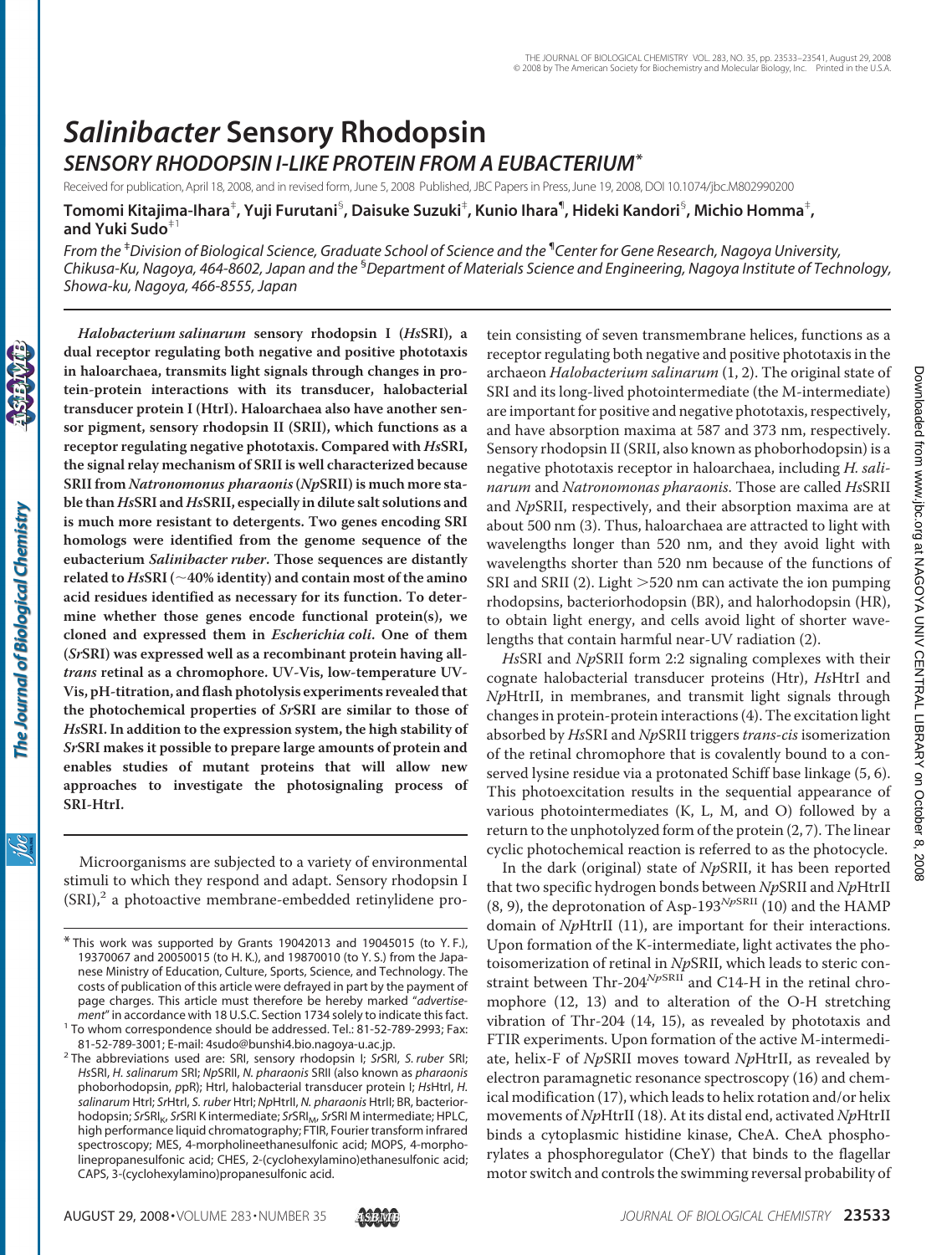# *Salinibacter* Sensory Rhodopsin

## *SENSORY RHODOPSIN I-LIKE PROTEIN FROM A EUBACTERIUM**

Received for publication, April 18, 2008, and in revised form, June 5, 2008 Published, JBC Papers in Press, June 19, 2008, DOI 10.1074/jbc.M802990200

**Tomomi Kitajima-Ihara[‡], Yuji Furutani[§], Daisuke Suzuki[‡], Kunio Ihara[¶], Hideki Kandori[§], Michio Homma[‡], and Yuki Sudo[‡1]**

*From the [‡]Division of Biological Science, Graduate School of Science and the [¶]Center for Gene Research, Nagoya University, Chikusa-Ku, Nagoya, 464-8602, Japan and the [§]Department of Materials Science and Engineering, Nagoya Institute of Technology, Showa-ku, Nagoya, 466-8555, Japan*

***Halobacterium salinarum*** **sensory rhodopsin I (*Hs*SRI), a dual receptor regulating both negative and positive phototaxis in haloarchaea, transmits light signals through changes in protein-protein interactions with its transducer, halobacterial transducer protein I (HtrI). Haloarchaea also have another sensor pigment, sensory rhodopsin II (SRII), which functions as a receptor regulating negative phototaxis. Compared with *Hs*SRI, the signal relay mechanism of SRII is well characterized because SRII from *Natronomonus pharaonis* (*Np*SRII) is much more stable than *Hs*SRI and *Hs*SRII, especially in dilute salt solutions and is much more resistant to detergents. Two genes encoding SRI homologs were identified from the genome sequence of the eubacterium *Salinibacter ruber*. Those sequences are distantly related to *Hs*SRI (~40% identity) and contain most of the amino acid residues identified as necessary for its function. To determine whether those genes encode functional protein(s), we cloned and expressed them in *Escherichia coli*. One of them (*Sr*SRI) was expressed well as a recombinant protein having all-*trans* retinal as a chromophore. UV-Vis, low-temperature UV-Vis, pH-titration, and flash photolysis experiments revealed that the photochemical properties of *Sr*SRI are similar to those of *Hs*SRI. In addition to the expression system, the high stability of *Sr*SRI makes it possible to prepare large amounts of protein and enables studies of mutant proteins that will allow new approaches to investigate the photosignaling process of SRI-HtrI.**

Microorganisms are subjected to a variety of environmental stimuli to which they respond and adapt. Sensory rhodopsin I (SRI),[2] a photoactive membrane-embedded retinylidene protein consisting of seven transmembrane helices, functions as a receptor regulating both negative and positive phototaxis in the archaeon *Halobacterium salinarum* (1, 2). The original state of SRI and its long-lived photointermediate (the M-intermediate) are important for positive and negative phototaxis, respectively, and have absorption maxima at 587 and 373 nm, respectively. Sensory rhodopsin II (SRII, also known as phoborhodopsin) is a negative phototaxis receptor in haloarchaea, including *H. salinarum* and *Natronomonas pharaonis*. Those are called *Hs*SRII and *Np*SRII, respectively, and their absorption maxima are at about 500 nm (3). Thus, haloarchaea are attracted to light with wavelengths longer than 520 nm, and they avoid light with wavelengths shorter than 520 nm because of the functions of SRI and SRII (2). Light >520 nm can activate the ion pumping rhodopsins, bacteriorhodopsin (BR), and halorhodopsin (HR), to obtain light energy, and cells avoid light of shorter wavelengths that contain harmful near-UV radiation (2).

*Hs*SRI and *Np*SRII form 2:2 signaling complexes with their cognate halobacterial transducer proteins (Htr), *Hs*HtrI and *Np*HtrII, in membranes, and transmit light signals through changes in protein-protein interactions (4). The excitation light absorbed by *Hs*SRI and *Np*SRII triggers *trans-cis* isomerization of the retinal chromophore that is covalently bound to a conserved lysine residue via a protonated Schiff base linkage (5, 6). This photoexcitation results in the sequential appearance of various photointermediates (K, L, M, and O) followed by a return to the unphotolyzed form of the protein (2, 7). The linear cyclic photochemical reaction is referred to as the photocycle.

In the dark (original) state of *Np*SRII, it has been reported that two specific hydrogen bonds between *Np*SRII and *Np*HtrII (8, 9), the deprotonation of Asp-193$^{NpSRII}$ (10) and the HAMP domain of *Np*HtrII (11), are important for their interactions. Upon formation of the K-intermediate, light activates the photoisomerization of retinal in *Np*SRII, which leads to steric constraint between Thr-204$^{NpSRII}$ and C14-H in the retinal chromophore (12, 13) and to alteration of the O-H stretching vibration of Thr-204 (14, 15), as revealed by phototaxis and FTIR experiments. Upon formation of the active M-intermediate, helix-F of *Np*SRII moves toward *Np*HtrII, as revealed by electron paramagnetic resonance spectroscopy (16) and chemical modification (17), which leads to helix rotation and/or helix movements of *Np*HtrII (18). At its distal end, activated *Np*HtrII binds a cytoplasmic histidine kinase, CheA. CheA phosphorylates a phosphoregulator (CheY) that binds to the flagellar motor switch and controls the swimming reversal probability of

---

\* This work was supported by Grants 19042013 and 19045015 (to Y. F.), 19370067 and 20050015 (to H. K.), and 19870010 (to Y. S.) from the Japanese Ministry of Education, Culture, Sports, Science, and Technology. The costs of publication of this article were defrayed in part by the payment of page charges. This article must therefore be hereby marked "*advertisement*" in accordance with 18 U.S.C. Section 1734 solely to indicate this fact.

[1] To whom correspondence should be addressed. Tel.: 81-52-789-2993; Fax: 81-52-789-3001; E-mail: 4sudo@bunshi4.bio.nagoya-u.ac.jp.

[2] The abbreviations used are: SRI, sensory rhodopsin I; *Sr*SRI, *S. ruber* SRI; *Hs*SRI, *H. salinarum* SRI; *Np*SRII, *N. pharaonis* SRII (also known as *pharaonis* phoborhodopsin, *p*pR); HtrI, halobacterial transducer protein I; *Hs*HtrI, *H. salinarum* HtrI; *Sr*HtrI, *S. ruber* HtrI; *Np*HtrII, *N. pharaonis* HtrII; BR, bacteriorhodopsin; $SrSRI_K$, *Sr*SRI K intermediate; $SrSRI_M$, *Sr*SRI M intermediate; HPLC, high performance liquid chromatography; FTIR, Fourier transform infrared spectroscopy; MES, 4-morpholineethanesulfonic acid; MOPS, 4-morpholinepropanesulfonic acid; CHES, 2-(cyclohexylamino)ethanesulfonic acid; CAPS, 3-(cyclohexylamino)propanesulfonic acid.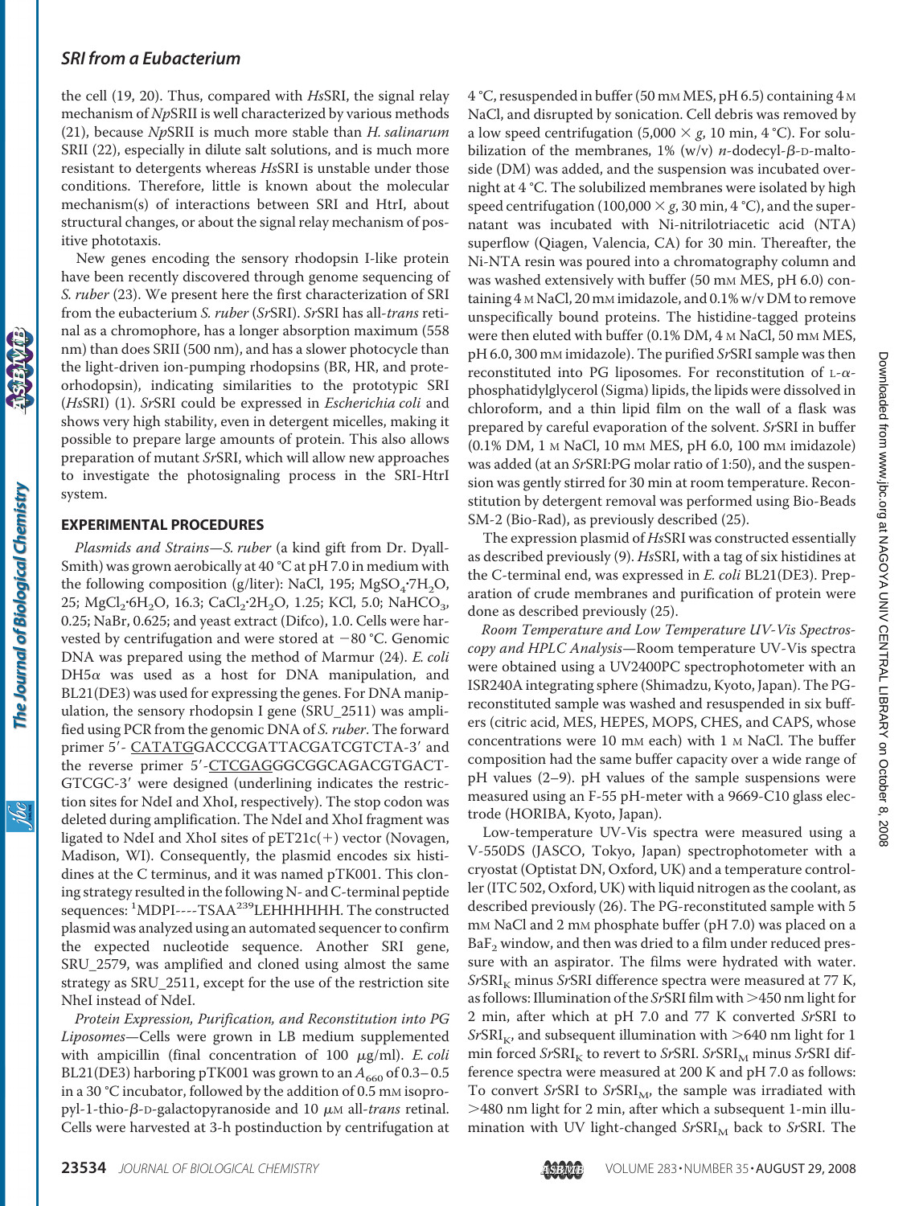the cell (19, 20). Thus, compared with *Hs*SRI, the signal relay mechanism of *Np*SRII is well characterized by various methods (21), because *Np*SRII is much more stable than *H. salinarum* SRII (22), especially in dilute salt solutions, and is much more resistant to detergents whereas *Hs*SRI is unstable under those conditions. Therefore, little is known about the molecular mechanism(s) of interactions between SRI and HtrI, about structural changes, or about the signal relay mechanism of positive phototaxis.

New genes encoding the sensory rhodopsin I-like protein have been recently discovered through genome sequencing of *S. ruber* (23). We present here the first characterization of SRI from the eubacterium *S. ruber* (*Sr*SRI). *Sr*SRI has all-*trans* retinal as a chromophore, has a longer absorption maximum (558 nm) than does SRII (500 nm), and has a slower photocycle than the light-driven ion-pumping rhodopsins (BR, HR, and proteorhodopsin), indicating similarities to the prototypic SRI (*Hs*SRI) (1). *Sr*SRI could be expressed in *Escherichia coli* and shows very high stability, even in detergent micelles, making it possible to prepare large amounts of protein. This also allows preparation of mutant *Sr*SRI, which will allow new approaches to investigate the photosignaling process in the SRI-HtrI system.

## EXPERIMENTAL PROCEDURES

*Plasmids and Strains*—*S. ruber* (a kind gift from Dr. Dyall-Smith) was grown aerobically at 40 °C at pH 7.0 in medium with the following composition (g/liter): NaCl, 195; $MgSO_4·7H_2O$, 25; $MgCl_2·6H_2O$, 16.3; $CaCl_2·2H_2O$, 1.25; KCl, 5.0; $NaHCO_3$, 0.25; NaBr, 0.625; and yeast extract (Difco), 1.0. Cells were harvested by centrifugation and were stored at −80 °C. Genomic DNA was prepared using the method of Marmur (24). *E. coli* DH5α was used as a host for DNA manipulation, and BL21(DE3) was used for expressing the genes. For DNA manipulation, the sensory rhodopsin I gene (SRU_2511) was amplified using PCR from the genomic DNA of *S. ruber*. The forward primer 5′- CATATGGACCCGATTACGATCGTCTA-3′ and the reverse primer 5′-CTCGAGGGCGGCAGACGTGACTGTCGC-3′ were designed (underlining indicates the restriction sites for NdeI and XhoI, respectively). The stop codon was deleted during amplification. The NdeI and XhoI fragment was ligated to NdeI and XhoI sites of pET21c(+) vector (Novagen, Madison, WI). Consequently, the plasmid encodes six histidines at the C terminus, and it was named pTK001. This cloning strategy resulted in the following N- and C-terminal peptide sequences: [1]MDPI----TSAA[239]LEHHHHHH. The constructed plasmid was analyzed using an automated sequencer to confirm the expected nucleotide sequence. Another SRI gene, SRU_2579, was amplified and cloned using almost the same strategy as SRU_2511, except for the use of the restriction site NheI instead of NdeI.

*Protein Expression, Purification, and Reconstitution into PG Liposomes*—Cells were grown in LB medium supplemented with ampicillin (final concentration of 100 μg/ml). *E. coli* BL21(DE3) harboring pTK001 was grown to an $A_{660}$ of 0.3–0.5 in a 30 °C incubator, followed by the addition of 0.5 mM isopropyl-1-thio-β-D-galactopyranoside and 10 μM all-*trans* retinal. Cells were harvested at 3-h postinduction by centrifugation at 4 °C, resuspended in buffer (50 mM MES, pH 6.5) containing 4 M NaCl, and disrupted by sonication. Cell debris was removed by a low speed centrifugation (5,000 × *g*, 10 min, 4 °C). For solubilization of the membranes, 1% (w/v) *n*-dodecyl-β-D-maltoside (DM) was added, and the suspension was incubated overnight at 4 °C. The solubilized membranes were isolated by high speed centrifugation (100,000 × *g*, 30 min, 4 °C), and the supernatant was incubated with Ni-nitrilotriacetic acid (NTA) superflow (Qiagen, Valencia, CA) for 30 min. Thereafter, the Ni-NTA resin was poured into a chromatography column and was washed extensively with buffer (50 mM MES, pH 6.0) containing 4 M NaCl, 20 mM imidazole, and 0.1% w/v DM to remove unspecifically bound proteins. The histidine-tagged proteins were then eluted with buffer (0.1% DM, 4 M NaCl, 50 mM MES, pH 6.0, 300 mM imidazole). The purified *Sr*SRI sample was then reconstituted into PG liposomes. For reconstitution of L-α-phosphatidylglycerol (Sigma) lipids, the lipids were dissolved in chloroform, and a thin lipid film on the wall of a flask was prepared by careful evaporation of the solvent. *Sr*SRI in buffer (0.1% DM, 1 M NaCl, 10 mM MES, pH 6.0, 100 mM imidazole) was added (at an *Sr*SRI:PG molar ratio of 1:50), and the suspension was gently stirred for 30 min at room temperature. Reconstitution by detergent removal was performed using Bio-Beads SM-2 (Bio-Rad), as previously described (25).

The expression plasmid of *Hs*SRI was constructed essentially as described previously (9). *Hs*SRI, with a tag of six histidines at the C-terminal end, was expressed in *E. coli* BL21(DE3). Preparation of crude membranes and purification of protein were done as described previously (25).

*Room Temperature and Low Temperature UV-Vis Spectroscopy and HPLC Analysis*—Room temperature UV-Vis spectra were obtained using a UV2400PC spectrophotometer with an ISR240A integrating sphere (Shimadzu, Kyoto, Japan). The PG-reconstituted sample was washed and resuspended in six buffers (citric acid, MES, HEPES, MOPS, CHES, and CAPS, whose concentrations were 10 mM each) with 1 M NaCl. The buffer composition had the same buffer capacity over a wide range of pH values (2–9). pH values of the sample suspensions were measured using an F-55 pH-meter with a 9669-C10 glass electrode (HORIBA, Kyoto, Japan).

Low-temperature UV-Vis spectra were measured using a V-550DS (JASCO, Tokyo, Japan) spectrophotometer with a cryostat (Optistat DN, Oxford, UK) and a temperature controller (ITC 502, Oxford, UK) with liquid nitrogen as the coolant, as described previously (26). The PG-reconstituted sample with 5 mM NaCl and 2 mM phosphate buffer (pH 7.0) was placed on a $BaF_2$ window, and then was dried to a film under reduced pressure with an aspirator. The films were hydrated with water. $Sr$SRI$_K$ minus *Sr*SRI difference spectra were measured at 77 K, as follows: Illumination of the *Sr*SRI film with >450 nm light for 2 min, after which at pH 7.0 and 77 K converted *Sr*SRI to $Sr$SRI$_K$, and subsequent illumination with >640 nm light for 1 min forced $Sr$SRI$_K$ to revert to *Sr*SRI. $Sr$SRI$_M$ minus *Sr*SRI difference spectra were measured at 200 K and pH 7.0 as follows: To convert *Sr*SRI to $Sr$SRI$_M$, the sample was irradiated with >480 nm light for 2 min, after which a subsequent 1-min illumination with UV light-changed $Sr$SRI$_M$ back to *Sr*SRI. The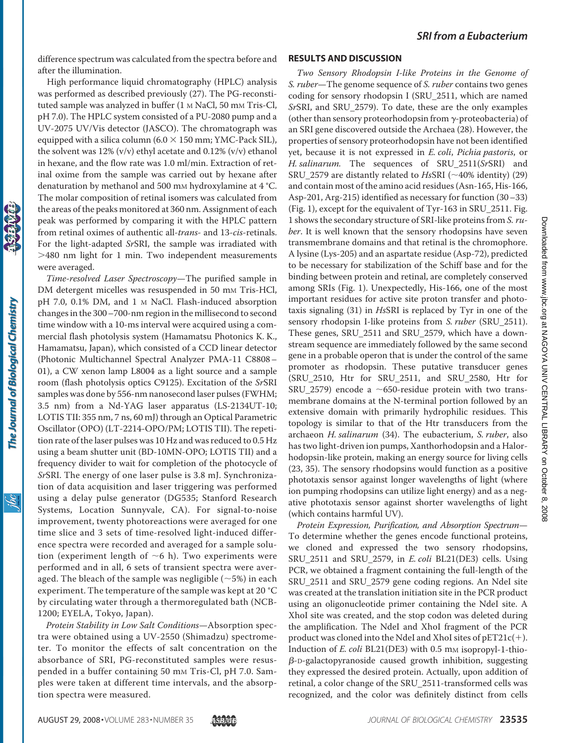difference spectrum was calculated from the spectra before and after the illumination.

High performance liquid chromatography (HPLC) analysis was performed as described previously (27). The PG-reconstituted sample was analyzed in buffer (1 M NaCl, 50 mM Tris-Cl, pH 7.0). The HPLC system consisted of a PU-2080 pump and a UV-2075 UV/Vis detector (JASCO). The chromatograph was equipped with a silica column (6.0 × 150 mm; YMC-Pack SIL), the solvent was 12% (v/v) ethyl acetate and 0.12% (v/v) ethanol in hexane, and the flow rate was 1.0 ml/min. Extraction of retinal oxime from the sample was carried out by hexane after denaturation by methanol and 500 mM hydroxylamine at 4 °C. The molar composition of retinal isomers was calculated from the areas of the peaks monitored at 360 nm. Assignment of each peak was performed by comparing it with the HPLC pattern from retinal oximes of authentic all-*trans*- and 13-*cis*-retinals. For the light-adapted *Sr*SRI, the sample was irradiated with >480 nm light for 1 min. Two independent measurements were averaged.

*Time-resolved Laser Spectroscopy*—The purified sample in DM detergent micelles was resuspended in 50 mM Tris-HCl, pH 7.0, 0.1% DM, and 1 M NaCl. Flash-induced absorption changes in the 300–700-nm region in the millisecond to second time window with a 10-ms interval were acquired using a commercial flash photolysis system (Hamamatsu Photonics K. K., Hamamatsu, Japan), which consisted of a CCD linear detector (Photonic Multichannel Spectral Analyzer PMA-11 C8808–01), a CW xenon lamp L8004 as a light source and a sample room (flash photolysis optics C9125). Excitation of the *Sr*SRI samples was done by 556-nm nanosecond laser pulses (FWHM; 3.5 nm) from a Nd-YAG laser apparatus (LS-2134UT-10; LOTIS TII: 355 nm, 7 ns, 60 mJ) through an Optical Parametric Oscillator (OPO) (LT-2214-OPO/PM; LOTIS TII). The repetition rate of the laser pulses was 10 Hz and was reduced to 0.5 Hz using a beam shutter unit (BD-10MN-OPO; LOTIS TII) and a frequency divider to wait for completion of the photocycle of *Sr*SRI. The energy of one laser pulse is 3.8 mJ. Synchronization of data acquisition and laser triggering was performed using a delay pulse generator (DG535; Stanford Research Systems, Location Sunnyvale, CA). For signal-to-noise improvement, twenty photoreactions were averaged for one time slice and 3 sets of time-resolved light-induced difference spectra were recorded and averaged for a sample solution (experiment length of ~6 h). Two experiments were performed and in all, 6 sets of transient spectra were averaged. The bleach of the sample was negligible (~5%) in each experiment. The temperature of the sample was kept at 20 °C by circulating water through a thermoregulated bath (NCB-1200; EYELA, Tokyo, Japan).

*Protein Stability in Low Salt Conditions*—Absorption spectra were obtained using a UV-2550 (Shimadzu) spectrometer. To monitor the effects of salt concentration on the absorbance of SRI, PG-reconstituted samples were resuspended in a buffer containing 50 mM Tris-Cl, pH 7.0. Samples were taken at different time intervals, and the absorption spectra were measured.

## RESULTS AND DISCUSSION

*Two Sensory Rhodopsin I-like Proteins in the Genome of S. ruber*—The genome sequence of *S. ruber* contains two genes coding for sensory rhodopsin I (SRU_2511, which are named *Sr*SRI, and SRU_2579). To date, these are the only examples (other than sensory proteorhodopsin from γ-proteobacteria) of an SRI gene discovered outside the Archaea (28). However, the properties of sensory proteorhodopsin have not been identified yet, because it is not expressed in *E. coli*, *Pichia pastoris*, or *H. salinarum.* The sequences of SRU_2511(*Sr*SRI) and SRU_2579 are distantly related to *Hs*SRI (~40% identity) (29) and contain most of the amino acid residues (Asn-165, His-166, Asp-201, Arg-215) identified as necessary for function (30–33) (Fig. 1), except for the equivalent of Tyr-163 in SRU_2511. Fig. 1 shows the secondary structure of SRI-like proteins from *S. ruber*. It is well known that the sensory rhodopsins have seven transmembrane domains and that retinal is the chromophore. A lysine (Lys-205) and an aspartate residue (Asp-72), predicted to be necessary for stabilization of the Schiff base and for the binding between protein and retinal, are completely conserved among SRIs (Fig. 1). Unexpectedly, His-166, one of the most important residues for active site proton transfer and phototaxis signaling (31) in *Hs*SRI is replaced by Tyr in one of the sensory rhodopsin I-like proteins from *S. ruber* (SRU_2511). These genes, SRU_2511 and SRU_2579, which have a downstream sequence are immediately followed by the same second gene in a probable operon that is under the control of the same promoter as rhodopsin. These putative transducer genes (SRU_2510, Htr for SRU_2511, and SRU_2580, Htr for SRU_2579) encode a ~650-residue protein with two transmembrane domains at the N-terminal portion followed by an extensive domain with primarily hydrophilic residues. This topology is similar to that of the Htr transducers from the archaeon *H. salinarum* (34). The eubacterium, *S. ruber*, also has two light-driven ion pumps, Xanthorhodopsin and a Halorhodopsin-like protein, making an energy source for living cells (23, 35). The sensory rhodopsins would function as a positive phototaxis sensor against longer wavelengths of light (where ion pumping rhodopsins can utilize light energy) and as a negative phototaxis sensor against shorter wavelengths of light (which contains harmful UV).

*Protein Expression, Purification, and Absorption Spectrum*—To determine whether the genes encode functional proteins, we cloned and expressed the two sensory rhodopsins, SRU_2511 and SRU_2579, in *E. coli* BL21(DE3) cells. Using PCR, we obtained a fragment containing the full-length of the SRU_2511 and SRU_2579 gene coding regions. An NdeI site was created at the translation initiation site in the PCR product using an oligonucleotide primer containing the NdeI site. A XhoI site was created, and the stop codon was deleted during the amplification. The NdeI and XhoI fragment of the PCR product was cloned into the NdeI and XhoI sites of pET21c(+). Induction of *E. coli* BL21(DE3) with 0.5 mM isopropyl-1-thio-β-D-galactopyranoside caused growth inhibition, suggesting they expressed the desired protein. Actually, upon addition of retinal, a color change of the SRU_2511-transformed cells was recognized, and the color was definitely distinct from cells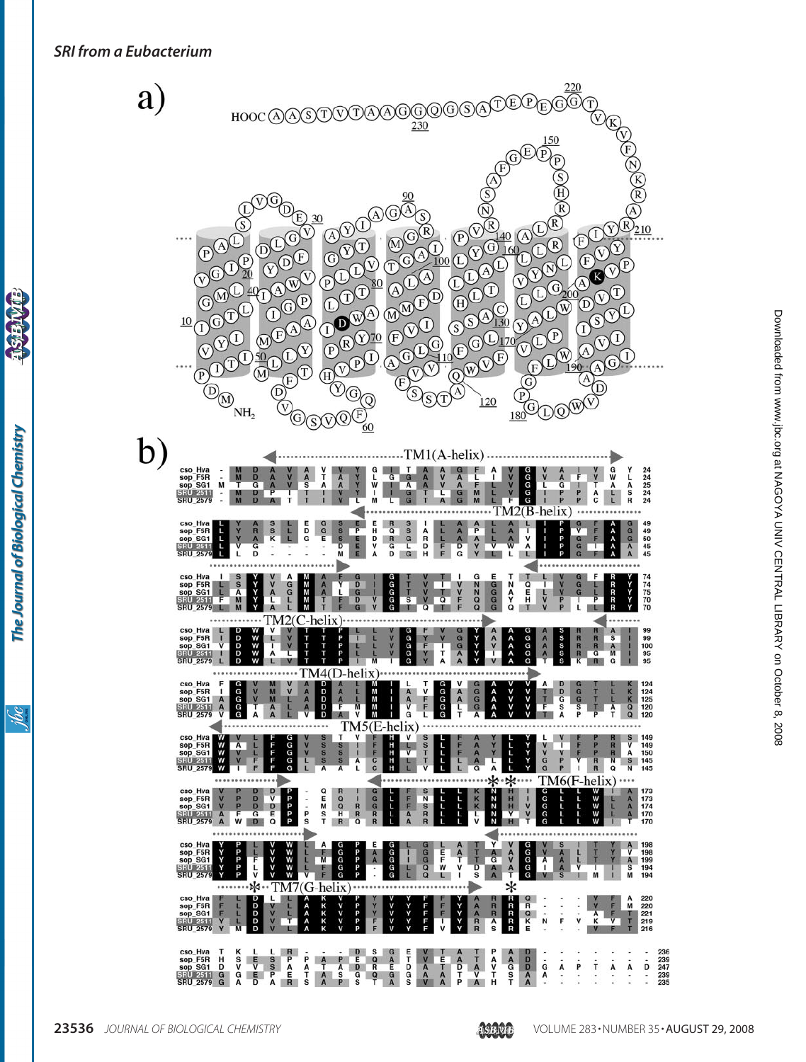a)

b)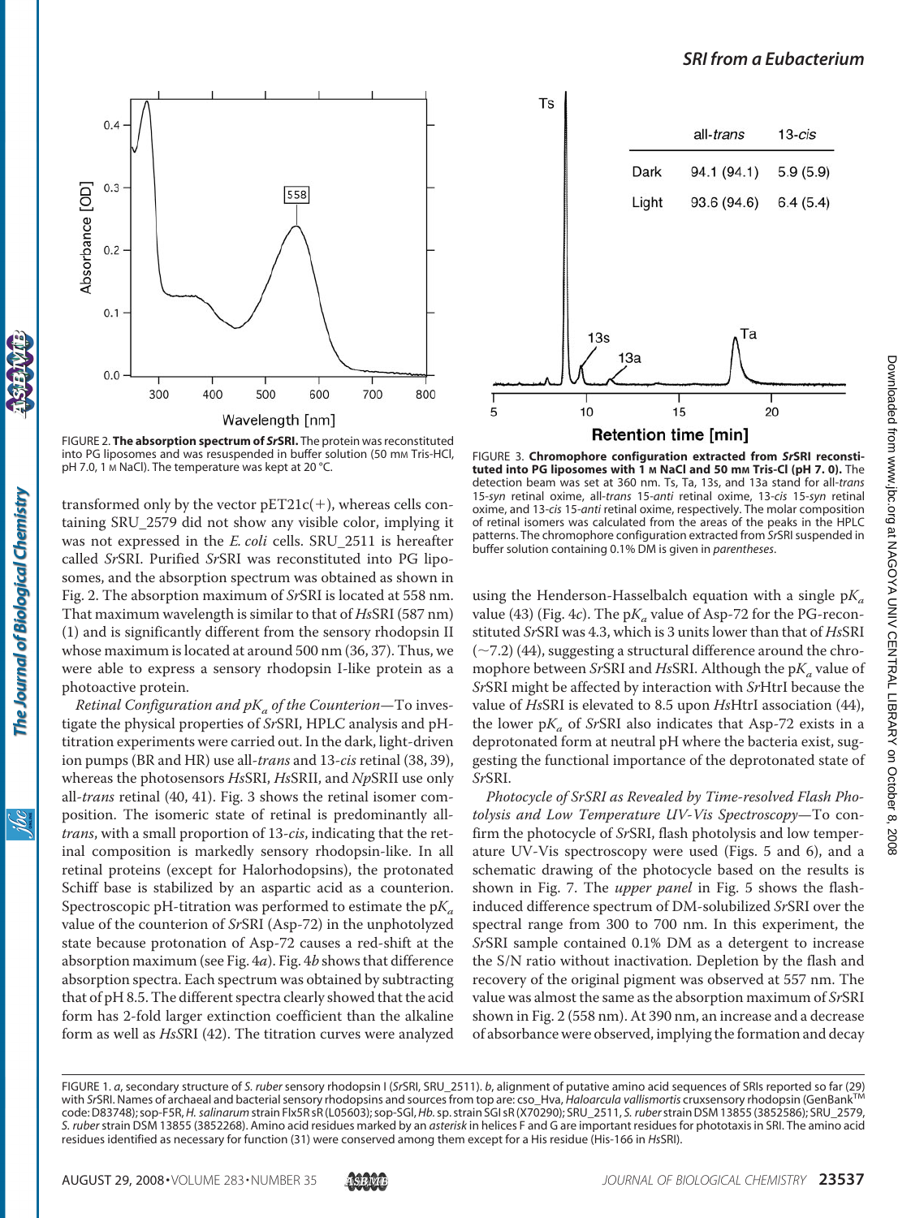FIGURE 2. **The absorption spectrum of *Sr*SRI.** The protein was reconstituted into PG liposomes and was resuspended in buffer solution (50 mM Tris-HCl, pH 7.0, 1 M NaCl). The temperature was kept at 20 °C.

| | all-*trans* | 13-*cis* |
|---|---|---|
| Dark | 94.1 (94.1) | 5.9 (5.9) |
| Light | 93.6 (94.6) | 6.4 (5.4) |

FIGURE 3. **Chromophore configuration extracted from *Sr*SRI reconstituted into PG liposomes with 1 M NaCl and 50 mM Tris-Cl (pH 7. 0).** The detection beam was set at 360 nm. Ts, Ta, 13s, and 13a stand for all-*trans* 15-*syn* retinal oxime, all-*trans* 15-*anti* retinal oxime, 13-*cis* 15-*syn* retinal oxime, and 13-*cis* 15-*anti* retinal oxime, respectively. The molar composition of retinal isomers was calculated from the areas of the peaks in the HPLC patterns. The chromophore configuration extracted from *Sr*SRI suspended in buffer solution containing 0.1% DM is given in *parentheses*.

transformed only by the vector pET21c(+), whereas cells containing SRU_2579 did not show any visible color, implying it was not expressed in the *E. coli* cells. SRU_2511 is hereafter called *Sr*SRI. Purified *Sr*SRI was reconstituted into PG liposomes, and the absorption spectrum was obtained as shown in Fig. 2. The absorption maximum of *Sr*SRI is located at 558 nm. That maximum wavelength is similar to that of *Hs*SRI (587 nm) (1) and is significantly different from the sensory rhodopsin II whose maximum is located at around 500 nm (36, 37). Thus, we were able to express a sensory rhodopsin I-like protein as a photoactive protein.

*Retinal Configuration and $pK_a$ of the Counterion*—To investigate the physical properties of *Sr*SRI, HPLC analysis and pH-titration experiments were carried out. In the dark, light-driven ion pumps (BR and HR) use all-*trans* and 13-*cis* retinal (38, 39), whereas the photosensors *Hs*SRI, *Hs*SRII, and *Np*SRII use only all-*trans* retinal (40, 41). Fig. 3 shows the retinal isomer composition. The isomeric state of retinal is predominantly all-*trans*, with a small proportion of 13-*cis*, indicating that the retinal composition is markedly sensory rhodopsin-like. In all retinal proteins (except for Halorhodopsins), the protonated Schiff base is stabilized by an aspartic acid as a counterion. Spectroscopic pH-titration was performed to estimate the $pK_a$ value of the counterion of *Sr*SRI (Asp-72) in the unphotolyzed state because protonation of Asp-72 causes a red-shift at the absorption maximum (see Fig. 4*a*). Fig. 4*b* shows that difference absorption spectra. Each spectrum was obtained by subtracting that of pH 8.5. The different spectra clearly showed that the acid form has 2-fold larger extinction coefficient than the alkaline form as well as *Hs*SRI (42). The titration curves were analyzed using the Henderson-Hasselbalch equation with a single $pK_a$ value (43) (Fig. 4*c*). The $pK_a$ value of Asp-72 for the PG-reconstituted *Sr*SRI was 4.3, which is 3 units lower than that of *Hs*SRI (~7.2) (44), suggesting a structural difference around the chromophore between *Sr*SRI and *Hs*SRI. Although the $pK_a$ value of *Sr*SRI might be affected by interaction with *Sr*HtrI because the value of *Hs*SRI is elevated to 8.5 upon *Hs*HtrI association (44), the lower $pK_a$ of *Sr*SRI also indicates that Asp-72 exists in a deprotonated form at neutral pH where the bacteria exist, suggesting the functional importance of the deprotonated state of *Sr*SRI.

*Photocycle of SrSRI as Revealed by Time-resolved Flash Photolysis and Low Temperature UV-Vis Spectroscopy*—To confirm the photocycle of *Sr*SRI, flash photolysis and low temperature UV-Vis spectroscopy were used (Figs. 5 and 6), and a schematic drawing of the photocycle based on the results is shown in Fig. 7. The *upper panel* in Fig. 5 shows the flash-induced difference spectrum of DM-solubilized *Sr*SRI over the spectral range from 300 to 700 nm. In this experiment, the *Sr*SRI sample contained 0.1% DM as a detergent to increase the S/N ratio without inactivation. Depletion by the flash and recovery of the original pigment was observed at 557 nm. The value was almost the same as the absorption maximum of *Sr*SRI shown in Fig. 2 (558 nm). At 390 nm, an increase and a decrease of absorbance were observed, implying the formation and decay

FIGURE 1. *a*, secondary structure of *S. ruber* sensory rhodopsin I (*Sr*SRI, SRU_2511). *b*, alignment of putative amino acid sequences of SRIs reported so far (29) with *Sr*SRI. Names of archaeal and bacterial sensory rhodopsins and sources from top are: cso_Hva, *Haloarcula vallismortis* cruxsensory rhodopsin (GenBank™ code: D83748); sop-F5R, *H. salinarum* strain Flx5R sR (L05603); sop-SGI, *Hb.* sp. strain SGI sR (X70290); SRU_2511, *S. ruber* strain DSM 13855 (3852586); SRU_2579, *S. ruber* strain DSM 13855 (3852268). Amino acid residues marked by an *asterisk* in helices F and G are important residues for phototaxis in SRI. The amino acid residues identified as necessary for function (31) were conserved among them except for a His residue (His-166 in *Hs*SRI).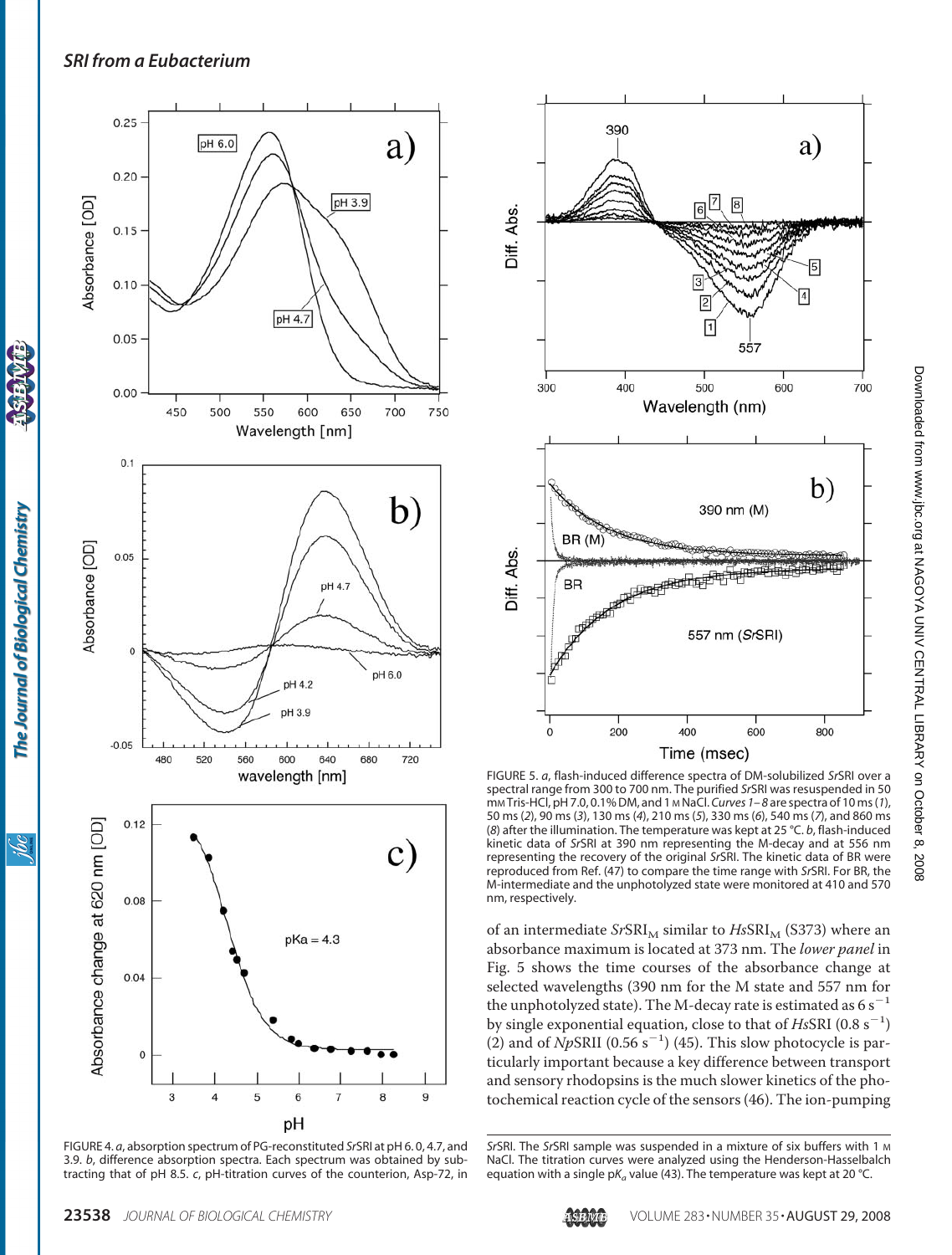FIGURE 4. *a*, absorption spectrum of PG-reconstituted *Sr*SRI at pH 6.0, 4.7, and 3.9. *b*, difference absorption spectra. Each spectrum was obtained by subtracting that of pH 8.5. *c*, pH-titration curves of the counterion, Asp-72, in *Sr*SRI. The *Sr*SRI sample was suspended in a mixture of six buffers with 1 M NaCl. The titration curves were analyzed using the Henderson-Hasselbalch equation with a single p$K_a$ value (43). The temperature was kept at 20 °C.

FIGURE 5. *a*, flash-induced difference spectra of DM-solubilized *Sr*SRI over a spectral range from 300 to 700 nm. The purified *Sr*SRI was resuspended in 50 mM Tris-HCl, pH 7.0, 0.1% DM, and 1 M NaCl. *Curves 1–8* are spectra of 10 ms (*1*), 50 ms (*2*), 90 ms (*3*), 130 ms (*4*), 210 ms (*5*), 330 ms (*6*), 540 ms (*7*), and 860 ms (*8*) after the illumination. The temperature was kept at 25 °C. *b*, flash-induced kinetic data of *Sr*SRI at 390 nm representing the M-decay and at 556 nm representing the recovery of the original *Sr*SRI. The kinetic data of BR were reproduced from Ref. (47) to compare the time range with *Sr*SRI. For BR, the M-intermediate and the unphotolyzed state were monitored at 410 and 570 nm, respectively.

of an intermediate $Sr\mathrm{SRI}_{\mathrm{M}}$ similar to $Hs\mathrm{SRI}_{\mathrm{M}}$ (S373) where an absorbance maximum is located at 373 nm. The *lower panel* in Fig. 5 shows the time courses of the absorbance change at selected wavelengths (390 nm for the M state and 557 nm for the unphotolyzed state). The M-decay rate is estimated as 6 $s^{-1}$ by single exponential equation, close to that of *Hs*SRI (0.8 $s^{-1}$) (2) and of *Np*SRII (0.56 $s^{-1}$) (45). This slow photocycle is particularly important because a key difference between transport and sensory rhodopsins is the much slower kinetics of the photochemical reaction cycle of the sensors (46). The ion-pumping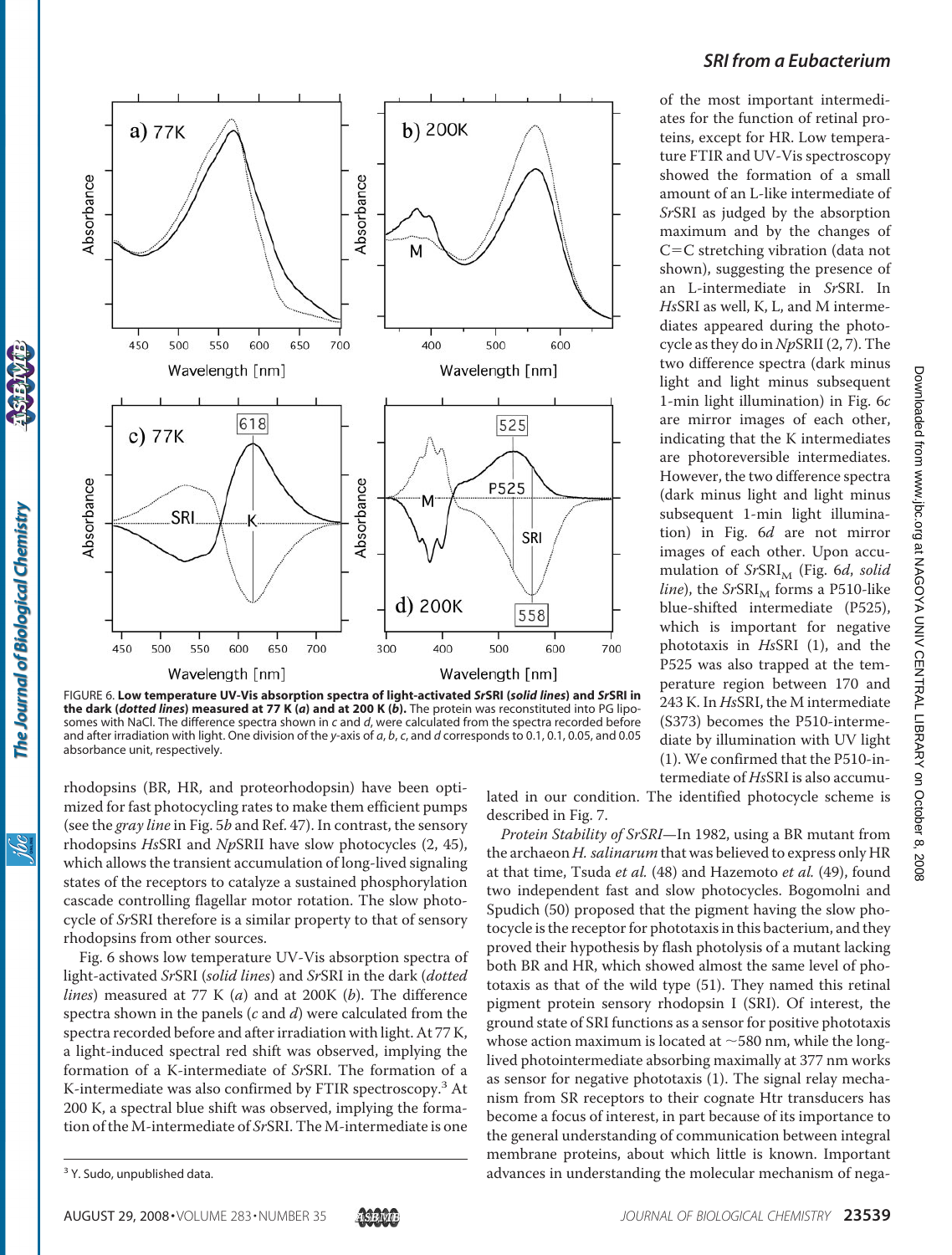FIGURE 6. **Low temperature UV-Vis absorption spectra of light-activated *Sr*SRI (*solid lines*) and *Sr*SRI in the dark (*dotted lines*) measured at 77 K (*a*) and at 200 K (*b*).** The protein was reconstituted into PG liposomes with NaCl. The difference spectra shown in *c* and *d*, were calculated from the spectra recorded before and after irradiation with light. One division of the *y*-axis of *a*, *b*, *c*, and *d* corresponds to 0.1, 0.1, 0.05, and 0.05 absorbance unit, respectively.

rhodopsins (BR, HR, and proteorhodopsin) have been optimized for fast photocycling rates to make them efficient pumps (see the *gray line* in Fig. 5*b* and Ref. 47). In contrast, the sensory rhodopsins *Hs*SRI and *Np*SRII have slow photocycles (2, 45), which allows the transient accumulation of long-lived signaling states of the receptors to catalyze a sustained phosphorylation cascade controlling flagellar motor rotation. The slow photocycle of *Sr*SRI therefore is a similar property to that of sensory rhodopsins from other sources.

Fig. 6 shows low temperature UV-Vis absorption spectra of light-activated *Sr*SRI (*solid lines*) and *Sr*SRI in the dark (*dotted lines*) measured at 77 K (*a*) and at 200K (*b*). The difference spectra shown in the panels (*c* and *d*) were calculated from the spectra recorded before and after irradiation with light. At 77 K, a light-induced spectral red shift was observed, implying the formation of a K-intermediate of *Sr*SRI. The formation of a K-intermediate was also confirmed by FTIR spectroscopy.[3] At 200 K, a spectral blue shift was observed, implying the formation of the M-intermediate of *Sr*SRI. The M-intermediate is one of the most important intermediates for the function of retinal proteins, except for HR. Low temperature FTIR and UV-Vis spectroscopy showed the formation of a small amount of an L-like intermediate of *Sr*SRI as judged by the absorption maximum and by the changes of C=C stretching vibration (data not shown), suggesting the presence of an L-intermediate in *Sr*SRI. In *Hs*SRI as well, K, L, and M intermediates appeared during the photocycle as they do in *Np*SRII (2, 7). The two difference spectra (dark minus light and light minus subsequent 1-min light illumination) in Fig. 6*c* are mirror images of each other, indicating that the K intermediates are photoreversible intermediates. However, the two difference spectra (dark minus light and light minus subsequent 1-min light illumination) in Fig. 6*d* are not mirror images of each other. Upon accumulation of $Sr$SRI$_M$ (Fig. 6*d*, *solid line*), the $Sr$SRI$_M$ forms a P510-like blue-shifted intermediate (P525), which is important for negative phototaxis in *Hs*SRI (1), and the P525 was also trapped at the temperature region between 170 and 243 K. In *Hs*SRI, the M intermediate (S373) becomes the P510-intermediate by illumination with UV light (1). We confirmed that the P510-intermediate of *Hs*SRI is also accumulated in our condition. The identified photocycle scheme is described in Fig. 7.

*Protein Stability of SrSRI*—In 1982, using a BR mutant from the archaeon *H. salinarum* that was believed to express only HR at that time, Tsuda *et al.* (48) and Hazemoto *et al.* (49), found two independent fast and slow photocycles. Bogomolni and Spudich (50) proposed that the pigment having the slow photocycle is the receptor for phototaxis in this bacterium, and they proved their hypothesis by flash photolysis of a mutant lacking both BR and HR, which showed almost the same level of phototaxis as that of the wild type (51). They named this retinal pigment protein sensory rhodopsin I (SRI). Of interest, the ground state of SRI functions as a sensor for positive phototaxis whose action maximum is located at ~580 nm, while the long-lived photointermediate absorbing maximally at 377 nm works as sensor for negative phototaxis (1). The signal relay mechanism from SR receptors to their cognate Htr transducers has become a focus of interest, in part because of its importance to the general understanding of communication between integral membrane proteins, about which little is known. Important advances in understanding the molecular mechanism of nega-

[3] Y. Sudo, unpublished data.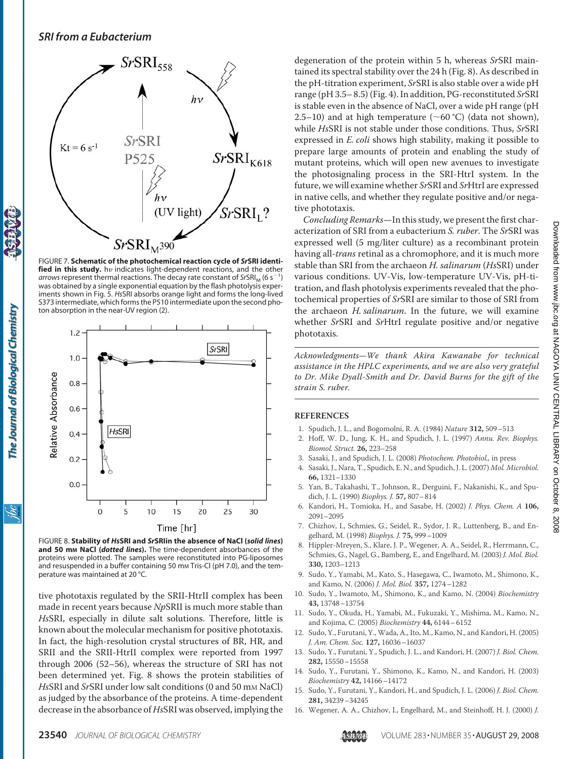FIGURE 7. **Schematic of the photochemical reaction cycle of *Sr*SRI identified in this study.** hν indicates light-dependent reactions, and the other *arrows* represent thermal reactions. The decay rate constant of $SrSRI_M$ (6 $s^{-1}$) was obtained by a single exponential equation by the flash photolysis experiments shown in Fig. 5. *Hs*SRI absorbs orange light and forms the long-lived S373 intermediate, which forms the P510 intermediate upon the second photon absorption in the near-UV region (2).

FIGURE 8. **Stability of *Hs*SRI and *Sr*SRIin the absence of NaCl (*solid lines*) and 50 mM NaCl (*dotted lines*).** The time-dependent absorbances of the proteins were plotted. The samples were reconstituted into PG-liposomes and resuspended in a buffer containing 50 mM Tris-Cl (pH 7.0), and the temperature was maintained at 20 °C.

tive phototaxis regulated by the SRII-HtrII complex has been made in recent years because *Np*SRII is much more stable than *Hs*SRI, especially in dilute salt solutions. Therefore, little is known about the molecular mechanism for positive phototaxis. In fact, the high-resolution crystal structures of BR, HR, and SRII and the SRII-HtrII complex were reported from 1997 through 2006 (52–56), whereas the structure of SRI has not been determined yet. Fig. 8 shows the protein stabilities of *Hs*SRI and *Sr*SRI under low salt conditions (0 and 50 mM NaCl) as judged by the absorbance of the proteins. A time-dependent decrease in the absorbance of *Hs*SRI was observed, implying the degeneration of the protein within 5 h, whereas *Sr*SRI maintained its spectral stability over the 24 h (Fig. 8). As described in the pH-titration experiment, *Sr*SRI is also stable over a wide pH range (pH 3.5–8.5) (Fig. 4). In addition, PG-reconstituted *Sr*SRI is stable even in the absence of NaCl, over a wide pH range (pH 2.5–10) and at high temperature (~60 °C) (data not shown), while *Hs*SRI is not stable under those conditions. Thus, *Sr*SRI expressed in *E. coli* shows high stability, making it possible to prepare large amounts of protein and enabling the study of mutant proteins, which will open new avenues to investigate the photosignaling process in the SRI-HtrI system. In the future, we will examine whether *Sr*SRI and *Sr*HtrI are expressed in native cells, and whether they regulate positive and/or negative phototaxis.

*Concluding Remarks*—In this study, we present the first characterization of SRI from a eubacterium *S. ruber*. The *Sr*SRI was expressed well (5 mg/liter culture) as a recombinant protein having all-*trans* retinal as a chromophore, and it is much more stable than SRI from the archaeon *H. salinarum* (*Hs*SRI) under various conditions. UV-Vis, low-temperature UV-Vis, pH-titration, and flash photolysis experiments revealed that the photochemical properties of *Sr*SRI are similar to those of SRI from the archaeon *H. salinarum*. In the future, we will examine whether *Sr*SRI and *Sr*HtrI regulate positive and/or negative phototaxis.

*Acknowledgments—We thank Akira Kawanabe for technical assistance in the HPLC experiments, and we are also very grateful to Dr. Mike Dyall-Smith and Dr. David Burns for the gift of the strain S. ruber.*

## REFERENCES

1. Spudich, J. L., and Bogomolni, R. A. (1984) *Nature* **312,** 509–513
2. Hoff, W. D., Jung, K. H., and Spudich, J. L. (1997) *Annu. Rev. Biophys. Biomol. Struct.* **26,** 223–258
3. Sasaki, J., and Spudich, J. L. (2008) *Photochem. Photobiol.*, in press
4. Sasaki, J., Nara, T., Spudich, E. N., and Spudich, J. L. (2007) *Mol. Microbiol.* **66,** 1321–1330
5. Yan, B., Takahashi, T., Johnson, R., Derguini, F., Nakanishi, K., and Spudich, J. L. (1990) *Biophys. J.* **57,** 807–814
6. Kandori, H., Tomioka, H., and Sasabe, H. (2002) *J. Phys. Chem. A* **106,** 2091–2095
7. Chizhov, I., Schmies, G., Seidel, R., Sydor, J. R., Luttenberg, B., and Engelhard, M. (1998) *Biophys. J.* **75,** 999–1009
8. Hippler-Mreyen, S., Klare, J. P., Wegener, A. A., Seidel, R., Herrmann, C., Schmies, G., Nagel, G., Bamberg, E., and Engelhard, M. (2003) *J. Mol. Biol.* **330,** 1203–1213
9. Sudo, Y., Yamabi, M., Kato, S., Hasegawa, C., Iwamoto, M., Shimono, K., and Kamo, N. (2006) *J. Mol. Biol.* **357,** 1274–1282
10. Sudo, Y., Iwamoto, M., Shimono, K., and Kamo, N. (2004) *Biochemistry* **43,** 13748–13754
11. Sudo, Y., Okuda, H., Yamabi, M., Fukuzaki, Y., Mishima, M., Kamo, N., and Kojima, C. (2005) *Biochemistry* **44,** 6144–6152
12. Sudo, Y., Furutani, Y., Wada, A., Ito, M., Kamo, N., and Kandori, H. (2005) *J. Am. Chem. Soc.* **127,** 16036–16037
13. Sudo, Y., Furutani, Y., Spudich, J. L., and Kandori, H. (2007) *J. Biol. Chem.* **282,** 15550–15558
14. Sudo, Y., Furutani, Y., Shimono, K., Kamo, N., and Kandori, H. (2003) *Biochemistry* **42,** 14166–14172
15. Sudo, Y., Furutani, Y., Kandori, H., and Spudich, J. L. (2006) *J. Biol. Chem.* **281,** 34239–34245
16. Wegener, A. A., Chizhov, I., Engelhard, M., and Steinhoff, H. J. (2000) *J.*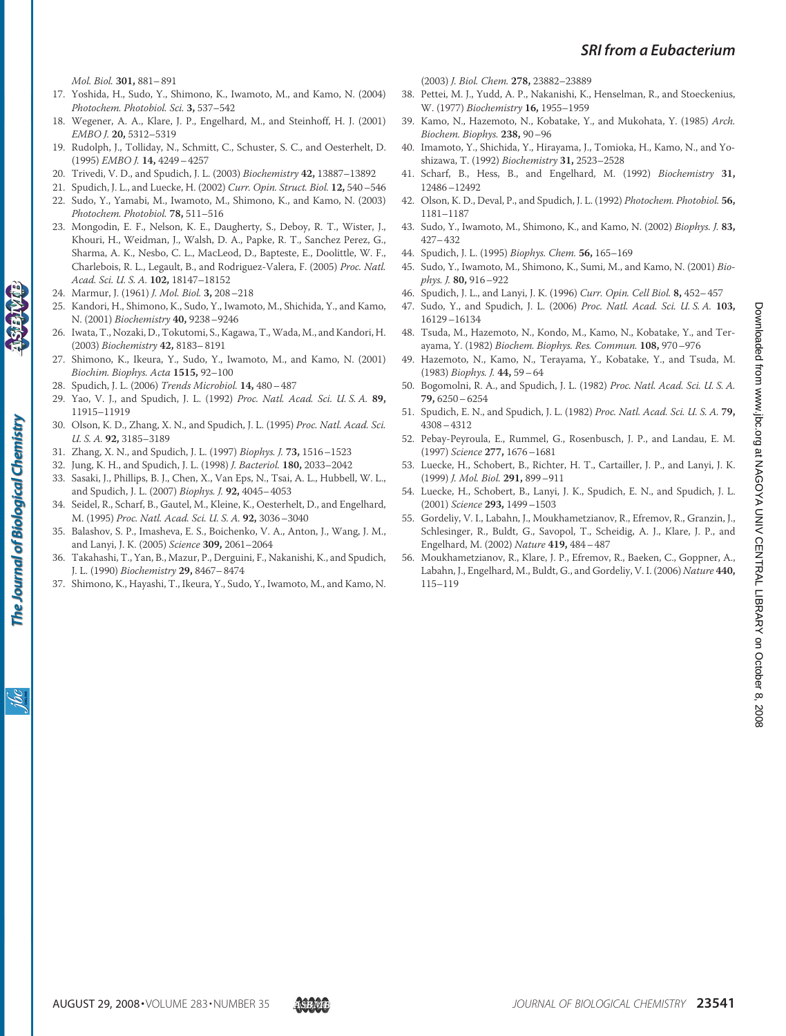Mol. Biol. **301,** 881–891

17. Yoshida, H., Sudo, Y., Shimono, K., Iwamoto, M., and Kamo, N. (2004) *Photochem. Photobiol. Sci.* **3,** 537–542
18. Wegener, A. A., Klare, J. P., Engelhard, M., and Steinhoff, H. J. (2001) *EMBO J.* **20,** 5312–5319
19. Rudolph, J., Tolliday, N., Schmitt, C., Schuster, S. C., and Oesterhelt, D. (1995) *EMBO J.* **14,** 4249–4257
20. Trivedi, V. D., and Spudich, J. L. (2003) *Biochemistry* **42,** 13887–13892
21. Spudich, J. L., and Luecke, H. (2002) *Curr. Opin. Struct. Biol.* **12,** 540–546
22. Sudo, Y., Yamabi, M., Iwamoto, M., Shimono, K., and Kamo, N. (2003) *Photochem. Photobiol.* **78,** 511–516
23. Mongodin, E. F., Nelson, K. E., Daugherty, S., Deboy, R. T., Wister, J., Khouri, H., Weidman, J., Walsh, D. A., Papke, R. T., Sanchez Perez, G., Sharma, A. K., Nesbo, C. L., MacLeod, D., Bapteste, E., Doolittle, W. F., Charlebois, R. L., Legault, B., and Rodriguez-Valera, F. (2005) *Proc. Natl. Acad. Sci. U. S. A.* **102,** 18147–18152
24. Marmur, J. (1961) *J. Mol. Biol.* **3,** 208–218
25. Kandori, H., Shimono, K., Sudo, Y., Iwamoto, M., Shichida, Y., and Kamo, N. (2001) *Biochemistry* **40,** 9238–9246
26. Iwata, T., Nozaki, D., Tokutomi, S., Kagawa, T., Wada, M., and Kandori, H. (2003) *Biochemistry* **42,** 8183–8191
27. Shimono, K., Ikeura, Y., Sudo, Y., Iwamoto, M., and Kamo, N. (2001) *Biochim. Biophys. Acta* **1515,** 92–100
28. Spudich, J. L. (2006) *Trends Microbiol.* **14,** 480–487
29. Yao, V. J., and Spudich, J. L. (1992) *Proc. Natl. Acad. Sci. U. S. A.* **89,** 11915–11919
30. Olson, K. D., Zhang, X. N., and Spudich, J. L. (1995) *Proc. Natl. Acad. Sci. U. S. A.* **92,** 3185–3189
31. Zhang, X. N., and Spudich, J. L. (1997) *Biophys. J.* **73,** 1516–1523
32. Jung, K. H., and Spudich, J. L. (1998) *J. Bacteriol.* **180,** 2033–2042
33. Sasaki, J., Phillips, B. J., Chen, X., Van Eps, N., Tsai, A. L., Hubbell, W. L., and Spudich, J. L. (2007) *Biophys. J.* **92,** 4045–4053
34. Seidel, R., Scharf, B., Gautel, M., Kleine, K., Oesterhelt, D., and Engelhard, M. (1995) *Proc. Natl. Acad. Sci. U. S. A.* **92,** 3036–3040
35. Balashov, S. P., Imasheva, E. S., Boichenko, V. A., Anton, J., Wang, J. M., and Lanyi, J. K. (2005) *Science* **309,** 2061–2064
36. Takahashi, T., Yan, B., Mazur, P., Derguini, F., Nakanishi, K., and Spudich, J. L. (1990) *Biochemistry* **29,** 8467–8474
37. Shimono, K., Hayashi, T., Ikeura, Y., Sudo, Y., Iwamoto, M., and Kamo, N. (2003) *J. Biol. Chem.* **278,** 23882–23889
38. Pettei, M. J., Yudd, A. P., Nakanishi, K., Henselman, R., and Stoeckenius, W. (1977) *Biochemistry* **16,** 1955–1959
39. Kamo, N., Hazemoto, N., Kobatake, Y., and Mukohata, Y. (1985) *Arch. Biochem. Biophys.* **238,** 90–96
40. Imamoto, Y., Shichida, Y., Hirayama, J., Tomioka, H., Kamo, N., and Yoshizawa, T. (1992) *Biochemistry* **31,** 2523–2528
41. Scharf, B., Hess, B., and Engelhard, M. (1992) *Biochemistry* **31,** 12486–12492
42. Olson, K. D., Deval, P., and Spudich, J. L. (1992) *Photochem. Photobiol.* **56,** 1181–1187
43. Sudo, Y., Iwamoto, M., Shimono, K., and Kamo, N. (2002) *Biophys. J.* **83,** 427–432
44. Spudich, J. L. (1995) *Biophys. Chem.* **56,** 165–169
45. Sudo, Y., Iwamoto, M., Shimono, K., Sumi, M., and Kamo, N. (2001) *Biophys. J.* **80,** 916–922
46. Spudich, J. L., and Lanyi, J. K. (1996) *Curr. Opin. Cell Biol.* **8,** 452–457
47. Sudo, Y., and Spudich, J. L. (2006) *Proc. Natl. Acad. Sci. U. S. A.* **103,** 16129–16134
48. Tsuda, M., Hazemoto, N., Kondo, M., Kamo, N., Kobatake, Y., and Terayama, Y. (1982) *Biochem. Biophys. Res. Commun.* **108,** 970–976
49. Hazemoto, N., Kamo, N., Terayama, Y., Kobatake, Y., and Tsuda, M. (1983) *Biophys. J.* **44,** 59–64
50. Bogomolni, R. A., and Spudich, J. L. (1982) *Proc. Natl. Acad. Sci. U. S. A.* **79,** 6250–6254
51. Spudich, E. N., and Spudich, J. L. (1982) *Proc. Natl. Acad. Sci. U. S. A.* **79,** 4308–4312
52. Pebay-Peyroula, E., Rummel, G., Rosenbusch, J. P., and Landau, E. M. (1997) *Science* **277,** 1676–1681
53. Luecke, H., Schobert, B., Richter, H. T., Cartailler, J. P., and Lanyi, J. K. (1999) *J. Mol. Biol.* **291,** 899–911
54. Luecke, H., Schobert, B., Lanyi, J. K., Spudich, E. N., and Spudich, J. L. (2001) *Science* **293,** 1499–1503
55. Gordeliy, V. I., Labahn, J., Moukhametzianov, R., Efremov, R., Granzin, J., Schlesinger, R., Buldt, G., Savopol, T., Scheidig, A. J., Klare, J. P., and Engelhard, M. (2002) *Nature* **419,** 484–487
56. Moukhametzianov, R., Klare, J. P., Efremov, R., Baeken, C., Goppner, A., Labahn, J., Engelhard, M., Buldt, G., and Gordeliy, V. I. (2006) *Nature* **440,** 115–119